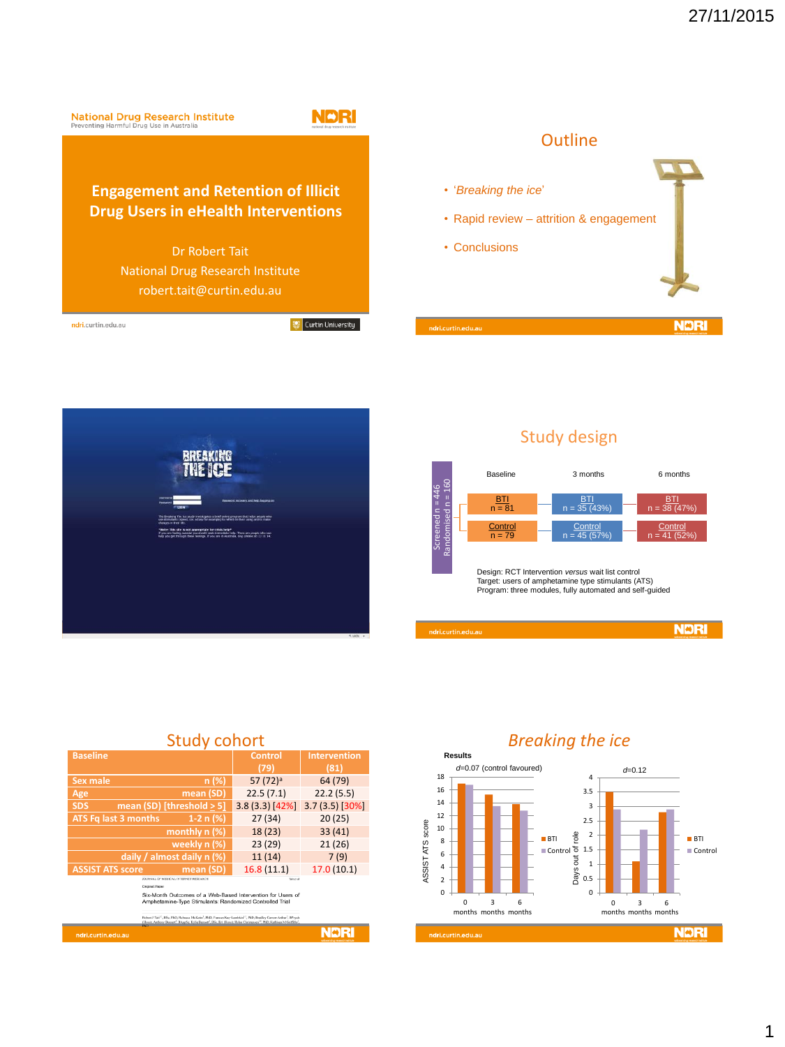27/11/2015

# Engagement and Retention of Illicit Drug Users in eHealth Interventions

Dr Robert Tait
National Drug Research Institute
robert.tait@curtin.edu.au

National Drug Research Institute
Preventing Harmful Drug Use in Australia

## Outline

- '*Breaking the ice*'
- Rapid review – attrition & engagement
- Conclusions

## Study design

Screened n = 446
Randomised n = 160

| | Baseline | 3 months | 6 months |
|---|---|---|---|
| BTI | n = 81 | n = 35 (43%) | n = 38 (47%) |
| Control | n = 79 | n = 45 (57%) | n = 41 (52%) |

Design: RCT Intervention *versus* wait list control
Target: users of amphetamine type stimulants (ATS)
Program: three modules, fully automated and self-guided

## Study cohort

| Baseline | | Control (79) | Intervention (81) |
|---|---|---|---|
| Sex male | n (%) | 57 (72)[a] | 64 (79) |
| Age | mean (SD) | 22.5 (7.1) | 22.2 (5.5) |
| SDS | mean (SD) [threshold > 5] | 3.8 (3.3) [42%] | 3.7 (3.5) [30%] |
| ATS Fq last 3 months | 1-2 n (%) | 27 (34) | 20 (25) |
| | monthly n (%) | 18 (23) | 33 (41) |
| | weekly n (%) | 23 (29) | 21 (26) |
| | daily / almost daily n (%) | 11 (14) | 7 (9) |
| ASSIST ATS score | mean (SD) | 16.8 (11.1) | 17.0 (10.1) |

Six-Month Outcomes of a Web-Based Intervention for Users of Amphetamine-Type Stimulants: Randomized Controlled Trial

## *Breaking the ice*

Results

*d*=0.07 (control favoured) — ASSIST ATS score by 0, 3, 6 months (BTI vs Control)

*d*=0.12 — Days out of role by 0, 3, 6 months (BTI vs Control)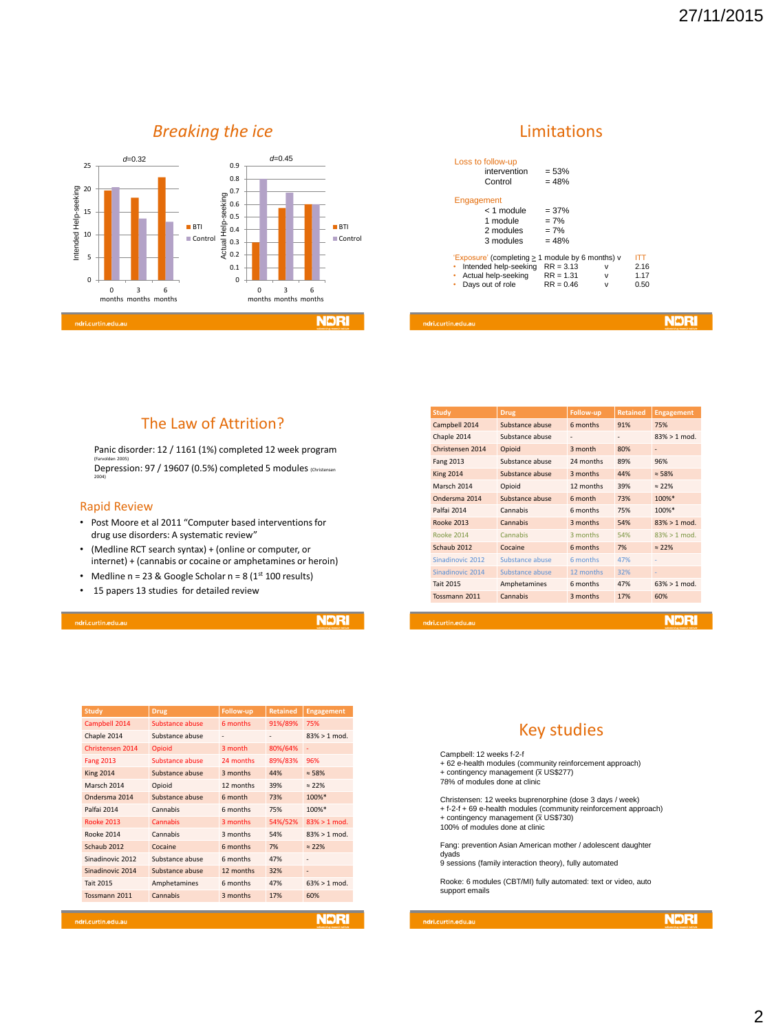## *Breaking the ice*

*d*=0.32

| | 0 months | 3 months | 6 months |
|---|---|---|---|
| Intended Help-seeking – BTI | ~20 | ~18 | ~22.5 |
| Intended Help-seeking – Control | ~20.5 | ~13.5 | ~13 |

*d*=0.45

| | 0 months | 3 months | 6 months |
|---|---|---|---|
| Actual Help-seeking – BTI | ~0.3 | ~0.57 | ~0.6 |
| Actual Help-seeking – Control | ~0.8 | ~0.69 | ~0.6 |

## Limitations

Loss to follow-up
- intervention = 53%
- Control = 48%

Engagement
- < 1 module = 37%
- 1 module = 7%
- 2 modules = 7%
- 3 modules = 48%

'Exposure' (completing ≥ 1 module by 6 months) v ITT

- Intended help-seeking RR = 3.13 v 2.16
- Actual help-seeking RR = 1.31 v 1.17
- Days out of role RR = 0.46 v 0.50

## The Law of Attrition?

Panic disorder: 12 / 1161 (1%) completed 12 week program (Farvolden 2005)

Depression: 97 / 19607 (0.5%) completed 5 modules (Christensen 2004)

### Rapid Review

- Post Moore et al 2011 "Computer based interventions for drug use disorders: A systematic review"
- (Medline RCT search syntax) + (online or computer, or internet) + (cannabis or cocaine or amphetamines or heroin)
- Medline n = 23 & Google Scholar n = 8 (1st 100 results)
- 15 papers 13 studies for detailed review

| Study | Drug | Follow-up | Retained | Engagement |
|---|---|---|---|---|
| Campbell 2014 | Substance abuse | 6 months | 91% | 75% |
| Chaple 2014 | Substance abuse | - | - | 83% > 1 mod. |
| Christensen 2014 | Opioid | 3 month | 80% | - |
| Fang 2013 | Substance abuse | 24 months | 89% | 96% |
| King 2014 | Substance abuse | 3 months | 44% | ≈ 58% |
| Marsch 2014 | Opioid | 12 months | 39% | ≈ 22% |
| Ondersma 2014 | Substance abuse | 6 month | 73% | 100%* |
| Palfai 2014 | Cannabis | 6 months | 75% | 100%* |
| Rooke 2013 | Cannabis | 6 months | 54% | 83% > 1 mod. |
| Rooke 2014 | Cannabis | 3 months | 54% | 83% > 1 mod. |
| Schaub 2012 | Cocaine | 6 months | 7% | ≈ 22% |
| Sinadinovic 2012 | Substance abuse | 6 months | 47% | - |
| Sinadinovic 2014 | Substance abuse | 12 months | 32% | - |
| Tait 2015 | Amphetamines | 6 months | 47% | 63% > 1 mod. |
| Tossmann 2011 | Cannabis | 3 months | 17% | 60% |

| Study | Drug | Follow-up | Retained | Engagement |
|---|---|---|---|---|
| Campbell 2014 | Substance abuse | 6 months | 91%/89% | 75% |
| Chaple 2014 | Substance abuse | - | - | 83% > 1 mod. |
| Christensen 2014 | Opioid | 3 month | 80%/64% | - |
| Fang 2013 | Substance abuse | 24 months | 89%/83% | 96% |
| King 2014 | Substance abuse | 3 months | 44% | ≈ 58% |
| Marsch 2014 | Opioid | 12 months | 39% | ≈ 22% |
| Ondersma 2014 | Substance abuse | 6 month | 73% | 100%* |
| Palfai 2014 | Cannabis | 6 months | 75% | 100%* |
| Rooke 2013 | Cannabis | 3 months | 54%/52% | 83% > 1 mod. |
| Rooke 2014 | Cannabis | 3 months | 54% | 83% > 1 mod. |
| Schaub 2012 | Cocaine | 6 months | 7% | ≈ 22% |
| Sinadinovic 2012 | Substance abuse | 6 months | 47% | - |
| Sinadinovic 2014 | Substance abuse | 12 months | 32% | - |
| Tait 2015 | Amphetamines | 6 months | 47% | 63% > 1 mod. |
| Tossmann 2011 | Cannabis | 3 months | 17% | 60% |

## Key studies

Campbell: 12 weeks f-2-f
+ 62 e-health modules (community reinforcement approach)
+ contingency management (x̄ US$277)
78% of modules done at clinic

Christensen: 12 weeks buprenorphine (dose 3 days / week)
+ f-2-f + 69 e-health modules (community reinforcement approach)
+ contingency management (x̄ US$730)
100% of modules done at clinic

Fang: prevention Asian American mother / adolescent daughter dyads
9 sessions (family interaction theory), fully automated

Rooke: 6 modules (CBT/MI) fully automated: text or video, auto support emails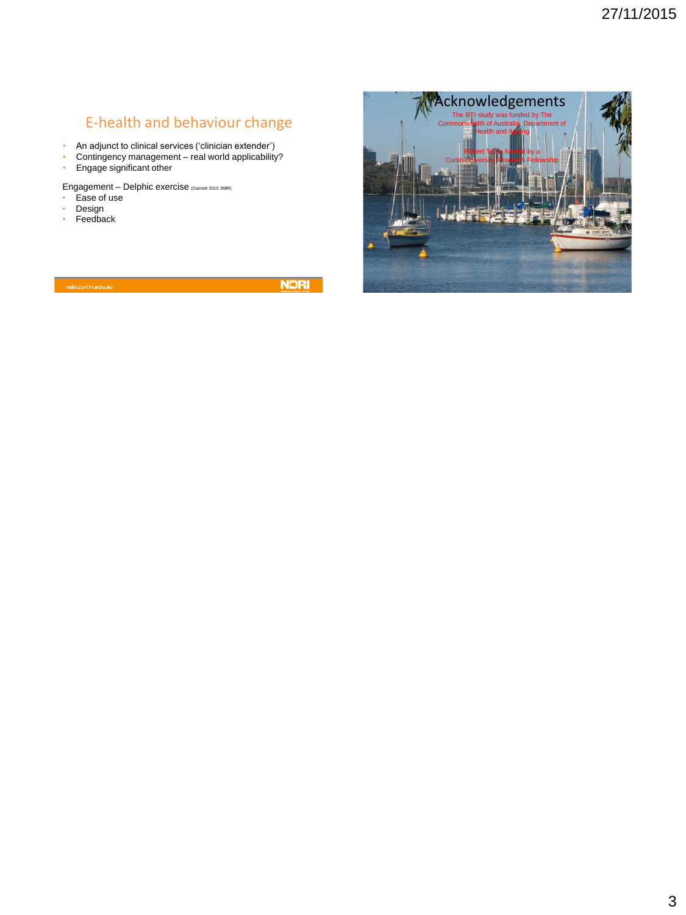## E-health and behaviour change

- An adjunct to clinical services ('clinician extender')
- Contingency management – real world applicability?
- Engage significant other

Engagement – Delphic exercise (Garnett 2015 JMIR)

- Ease of use
- Design
- Feedback

## Acknowledgements

The BTI study was funded by The Commonwealth of Australia, Department of Health and Ageing

Robert Tait is funded by a Curtin University Research Fellowship